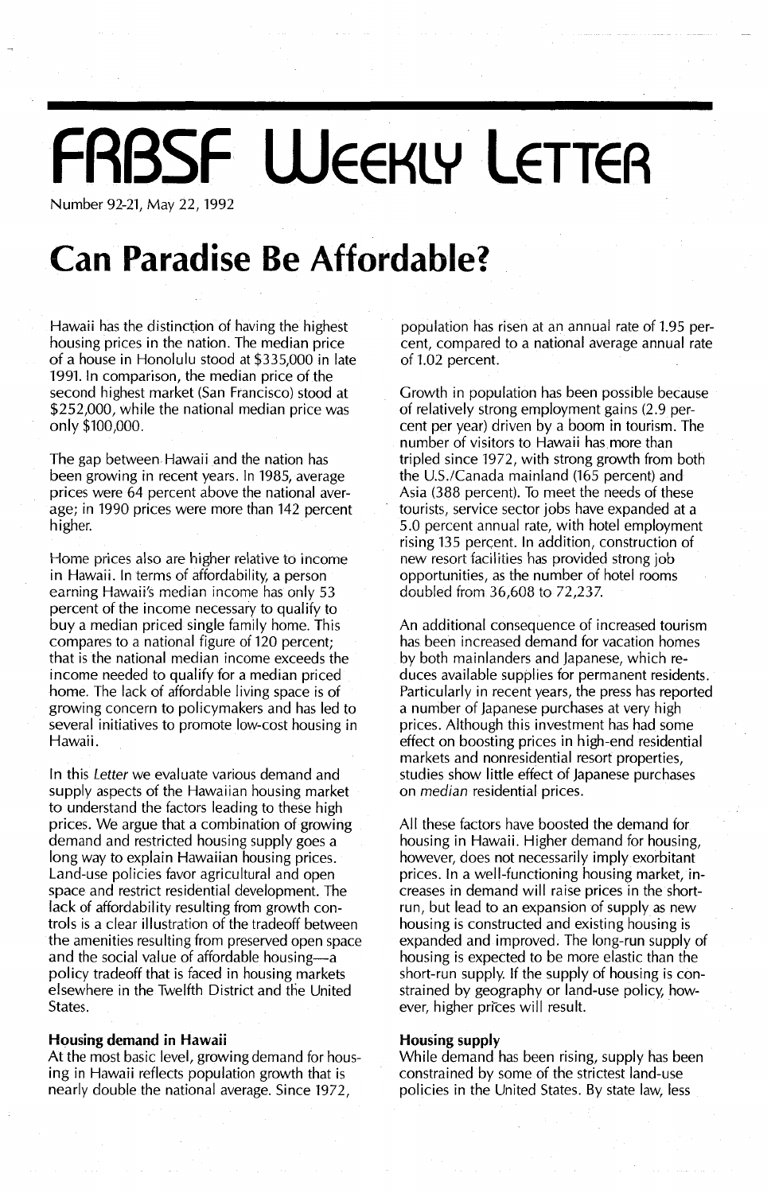# FRBSF Weekly Letter

Number 92-21, May 22, 1992

# Can Paradise Be Affordable?

Hawaii has the distinction of having the highest housing prices in the nation. The median price of a house in Honolulu stood at $335,000 in late 1991. In comparison, the median price of the second highest market (San Francisco) stood at $252,000, while the national median price was only $100,000.

The gap between Hawaii and the nation has been growing in recent years. In 1985, average prices were 64 percent above the national average; in 1990 prices were more than 142 percent higher.

Home prices also are higher relative to income in Hawaii. In terms of affordability, a person earning Hawaii's median income has only 53 percent of the income necessary to qualify to buy a median priced single family home. This compares to a national figure of 120 percent; that is the national median income exceeds the income needed to qualify for a median priced home. The lack of affordable living space is of growing concern to policymakers and has led to several initiatives to promote low-cost housing in Hawaii.

In this *Letter* we evaluate various demand and supply aspects of the Hawaiian housing market to understand the factors leading to these high prices. We argue that a combination of growing demand and restricted housing supply goes a long way to explain Hawaiian housing prices. Land-use policies favor agricultural and open space and restrict residential development. The lack of affordability resulting from growth controls is a clear illustration of the tradeoff between the amenities resulting from preserved open space and the social value of affordable housing—a policy tradeoff that is faced in housing markets elsewhere in the Twelfth District and the United States.

### Housing demand in Hawaii

At the most basic level, growing demand for housing in Hawaii reflects population growth that is nearly double the national average. Since 1972, population has risen at an annual rate of 1.95 percent, compared to a national average annual rate of 1.02 percent.

Growth in population has been possible because of relatively strong employment gains (2.9 percent per year) driven by a boom in tourism. The number of visitors to Hawaii has more than tripled since 1972, with strong growth from both the U.S./Canada mainland (165 percent) and Asia (388 percent). To meet the needs of these tourists, service sector jobs have expanded at a 5.0 percent annual rate, with hotel employment rising 135 percent. In addition, construction of new resort facilities has provided strong job opportunities, as the number of hotel rooms doubled from 36,608 to 72,237.

An additional consequence of increased tourism has been increased demand for vacation homes by both mainlanders and Japanese, which reduces available supplies for permanent residents. Particularly in recent years, the press has reported a number of Japanese purchases at very high prices. Although this investment has had some effect on boosting prices in high-end residential markets and nonresidential resort properties, studies show little effect of Japanese purchases on *median* residential prices.

All these factors have boosted the demand for housing in Hawaii. Higher demand for housing, however, does not necessarily imply exorbitant prices. In a well-functioning housing market, increases in demand will raise prices in the short-run, but lead to an expansion of supply as new housing is constructed and existing housing is expanded and improved. The long-run supply of housing is expected to be more elastic than the short-run supply. If the supply of housing is constrained by geography or land-use policy, however, higher prices will result.

### Housing supply

While demand has been rising, supply has been constrained by some of the strictest land-use policies in the United States. By state law, less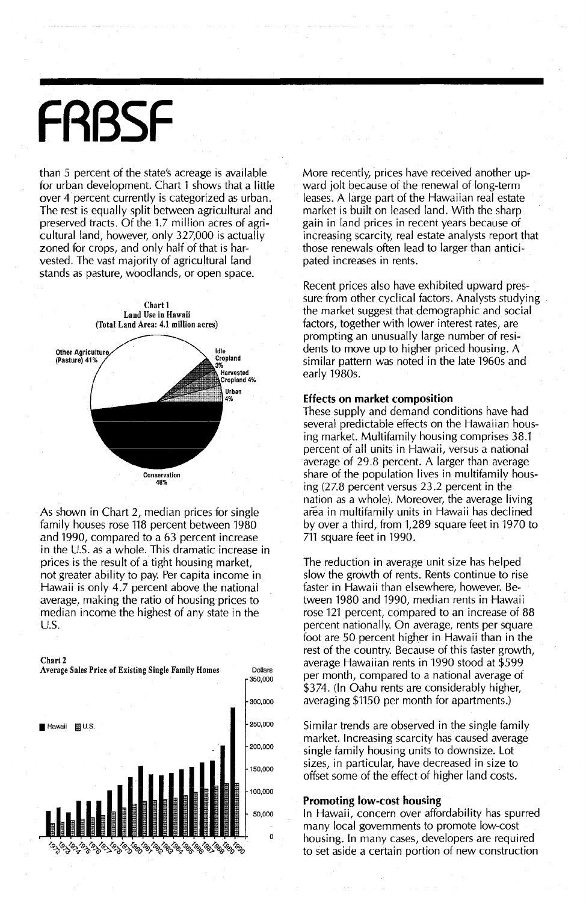# FRBSF

than 5 percent of the state's acreage is available for urban development. Chart 1 shows that a little over 4 percent currently is categorized as urban. The rest is equally split between agricultural and preserved tracts. Of the 1.7 million acres of agricultural land, however, only 327,000 is actually zoned for crops, and only half of that is harvested. The vast majority of agricultural land stands as pasture, woodlands, or open space.

Chart 1
Land Use in Hawaii
(Total Land Area: 4.1 million acres)

Other Agriculture (Pasture) 41%
Idle Cropland 3%
Harvested Cropland 4%
Urban 4%
Conservation 48%

As shown in Chart 2, median prices for single family houses rose 118 percent between 1980 and 1990, compared to a 63 percent increase in the U.S. as a whole. This dramatic increase in prices is the result of a tight housing market, not greater ability to pay. Per capita income in Hawaii is only 4.7 percent above the national average, making the ratio of housing prices to median income the highest of any state in the U.S.

Chart 2
Average Sales Price of Existing Single Family Homes

■ Hawaii ▨ U.S.

More recently, prices have received another upward jolt because of the renewal of long-term leases. A large part of the Hawaiian real estate market is built on leased land. With the sharp gain in land prices in recent years because of increasing scarcity, real estate analysts report that those renewals often lead to larger than anticipated increases in rents.

Recent prices also have exhibited upward pressure from other cyclical factors. Analysts studying the market suggest that demographic and social factors, together with lower interest rates, are prompting an unusually large number of residents to move up to higher priced housing. A similar pattern was noted in the late 1960s and early 1980s.

### Effects on market composition

These supply and demand conditions have had several predictable effects on the Hawaiian housing market. Multifamily housing comprises 38.1 percent of all units in Hawaii, versus a national average of 29.8 percent. A larger than average share of the population lives in multifamily housing (27.8 percent versus 23.2 percent in the nation as a whole). Moreover, the average living area in multifamily units in Hawaii has declined by over a third, from 1,289 square feet in 1970 to 711 square feet in 1990.

The reduction in average unit size has helped slow the growth of rents. Rents continue to rise faster in Hawaii than elsewhere, however. Between 1980 and 1990, median rents in Hawaii rose 121 percent, compared to an increase of 88 percent nationally. On average, rents per square foot are 50 percent higher in Hawaii than in the rest of the country. Because of this faster growth, average Hawaiian rents in 1990 stood at $599 per month, compared to a national average of $374. (In Oahu rents are considerably higher, averaging $1150 per month for apartments.)

Similar trends are observed in the single family market. Increasing scarcity has caused average single family housing units to downsize. Lot sizes, in particular, have decreased in size to offset some of the effect of higher land costs.

### Promoting low-cost housing

In Hawaii, concern over affordability has spurred many local governments to promote low-cost housing. In many cases, developers are required to set aside a certain portion of new construction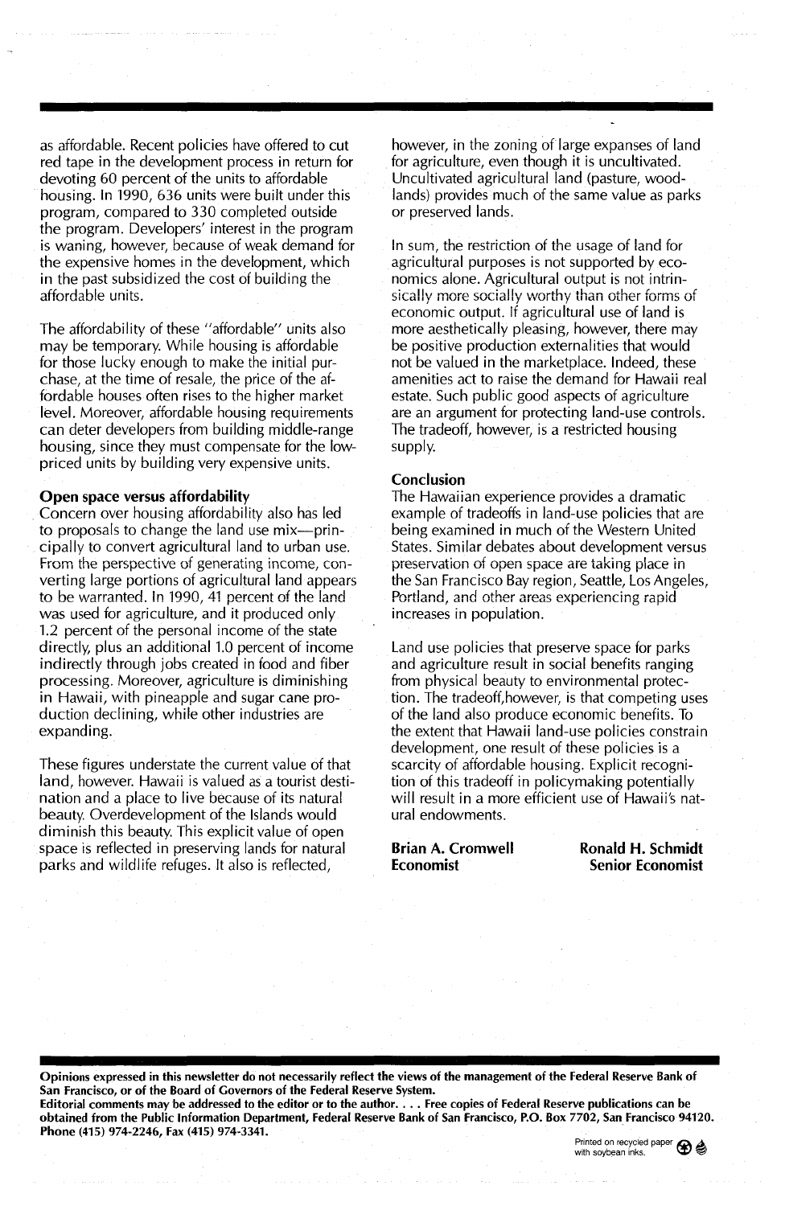as affordable. Recent policies have offered to cut red tape in the development process in return for devoting 60 percent of the units to affordable housing. In 1990, 636 units were built under this program, compared to 330 completed outside the program. Developers' interest in the program is waning, however, because of weak demand for the expensive homes in the development, which in the past subsidized the cost of building the affordable units.

The affordability of these "affordable" units also may be temporary. While housing is affordable for those lucky enough to make the initial purchase, at the time of resale, the price of the affordable houses often rises to the higher market level. Moreover, affordable housing requirements can deter developers from building middle-range housing, since they must compensate for the low-priced units by building very expensive units.

**Open space versus affordability**

Concern over housing affordability also has led to proposals to change the land use mix—principally to convert agricultural land to urban use. From the perspective of generating income, converting large portions of agricultural land appears to be warranted. In 1990, 41 percent of the land was used for agriculture, and it produced only 1.2 percent of the personal income of the state directly, plus an additional 1.0 percent of income indirectly through jobs created in food and fiber processing. Moreover, agriculture is diminishing in Hawaii, with pineapple and sugar cane production declining, while other industries are expanding.

These figures understate the current value of that land, however. Hawaii is valued as a tourist destination and a place to live because of its natural beauty. Overdevelopment of the Islands would diminish this beauty. This explicit value of open space is reflected in preserving lands for natural parks and wildlife refuges. It also is reflected, however, in the zoning of large expanses of land for agriculture, even though it is uncultivated. Uncultivated agricultural land (pasture, woodlands) provides much of the same value as parks or preserved lands.

In sum, the restriction of the usage of land for agricultural purposes is not supported by economics alone. Agricultural output is not intrinsically more socially worthy than other forms of economic output. If agricultural use of land is more aesthetically pleasing, however, there may be positive production externalities that would not be valued in the marketplace. Indeed, these amenities act to raise the demand for Hawaii real estate. Such public good aspects of agriculture are an argument for protecting land-use controls. The tradeoff, however, is a restricted housing supply.

**Conclusion**

The Hawaiian experience provides a dramatic example of tradeoffs in land-use policies that are being examined in much of the Western United States. Similar debates about development versus preservation of open space are taking place in the San Francisco Bay region, Seattle, Los Angeles, Portland, and other areas experiencing rapid increases in population.

Land use policies that preserve space for parks and agriculture result in social benefits ranging from physical beauty to environmental protection. The tradeoff,however, is that competing uses of the land also produce economic benefits. To the extent that Hawaii land-use policies constrain development, one result of these policies is a scarcity of affordable housing. Explicit recognition of this tradeoff in policymaking potentially will result in a more efficient use of Hawaii's natural endowments.

**Brian A. Cromwell**
**Economist**

**Ronald H. Schmidt**
**Senior Economist**

**Opinions expressed in this newsletter do not necessarily reflect the views of the management of the Federal Reserve Bank of San Francisco, or of the Board of Governors of the Federal Reserve System.**

**Editorial comments may be addressed to the editor or to the author. . . . Free copies of Federal Reserve publications can be obtained from the Public Information Department, Federal Reserve Bank of San Francisco, P.O. Box 7702, San Francisco 94120. Phone (415) 974-2246, Fax (415) 974-3341.**

Printed on recycled paper with soybean inks.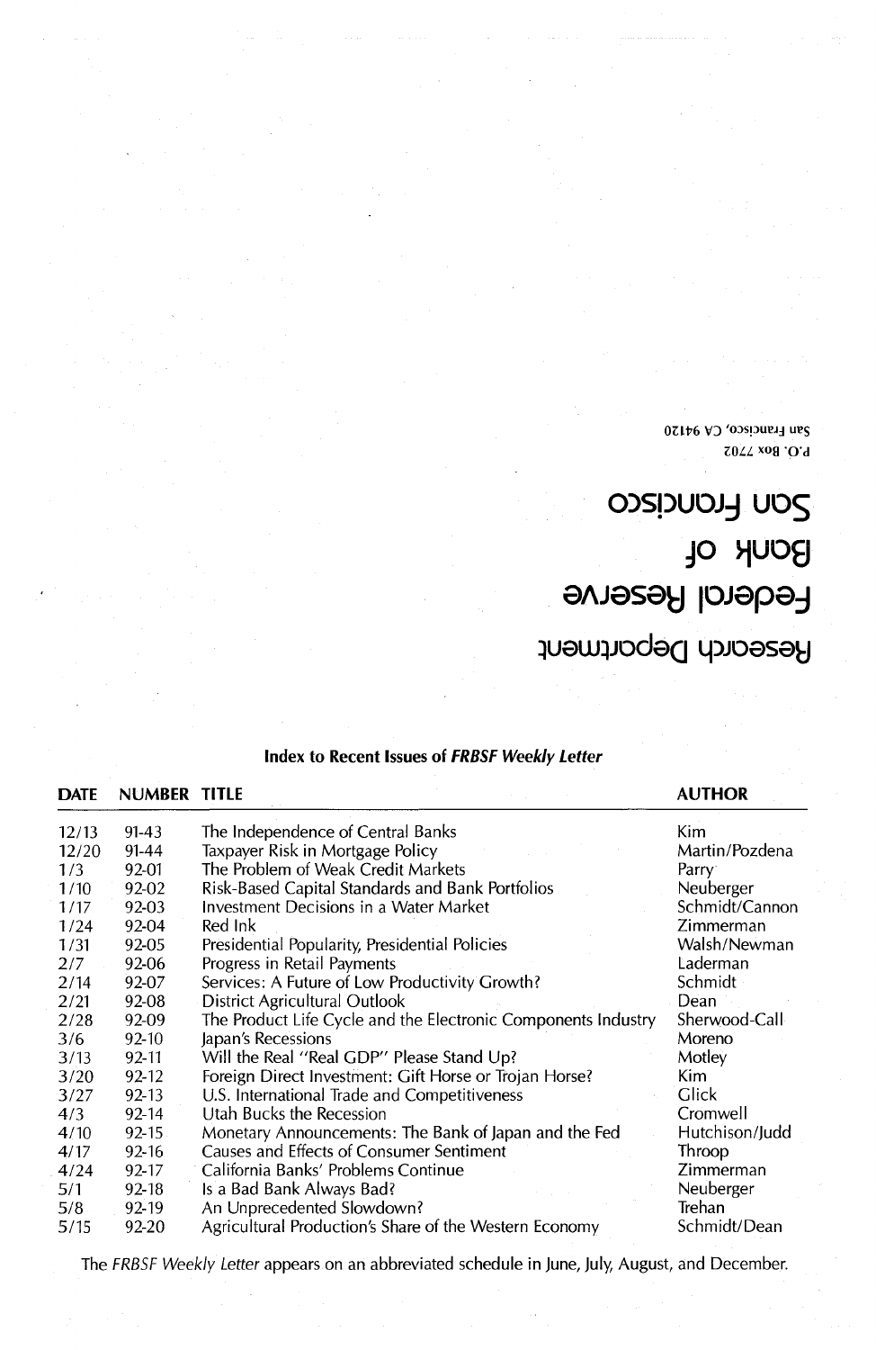Research Department

Federal Reserve

Bank of

San Francisco

P.O. Box 7702

San Francisco, CA 94120

## Index to Recent Issues of *FRBSF Weekly Letter*

| DATE | NUMBER | TITLE | AUTHOR |
|---|---|---|---|
| 12/13 | 91-43 | The Independence of Central Banks | Kim |
| 12/20 | 91-44 | Taxpayer Risk in Mortgage Policy | Martin/Pozdena |
| 1/3 | 92-01 | The Problem of Weak Credit Markets | Parry |
| 1/10 | 92-02 | Risk-Based Capital Standards and Bank Portfolios | Neuberger |
| 1/17 | 92-03 | Investment Decisions in a Water Market | Schmidt/Cannon |
| 1/24 | 92-04 | Red Ink | Zimmerman |
| 1/31 | 92-05 | Presidential Popularity, Presidential Policies | Walsh/Newman |
| 2/7 | 92-06 | Progress in Retail Payments | Laderman |
| 2/14 | 92-07 | Services: A Future of Low Productivity Growth? | Schmidt |
| 2/21 | 92-08 | District Agricultural Outlook | Dean |
| 2/28 | 92-09 | The Product Life Cycle and the Electronic Components Industry | Sherwood-Call |
| 3/6 | 92-10 | Japan's Recessions | Moreno |
| 3/13 | 92-11 | Will the Real "Real GDP" Please Stand Up? | Motley |
| 3/20 | 92-12 | Foreign Direct Investment: Gift Horse or Trojan Horse? | Kim |
| 3/27 | 92-13 | U.S. International Trade and Competitiveness | Glick |
| 4/3 | 92-14 | Utah Bucks the Recession | Cromwell |
| 4/10 | 92-15 | Monetary Announcements: The Bank of Japan and the Fed | Hutchison/Judd |
| 4/17 | 92-16 | Causes and Effects of Consumer Sentiment | Throop |
| 4/24 | 92-17 | California Banks' Problems Continue | Zimmerman |
| 5/1 | 92-18 | Is a Bad Bank Always Bad? | Neuberger |
| 5/8 | 92-19 | An Unprecedented Slowdown? | Trehan |
| 5/15 | 92-20 | Agricultural Production's Share of the Western Economy | Schmidt/Dean |

The *FRBSF Weekly Letter* appears on an abbreviated schedule in June, July, August, and December.